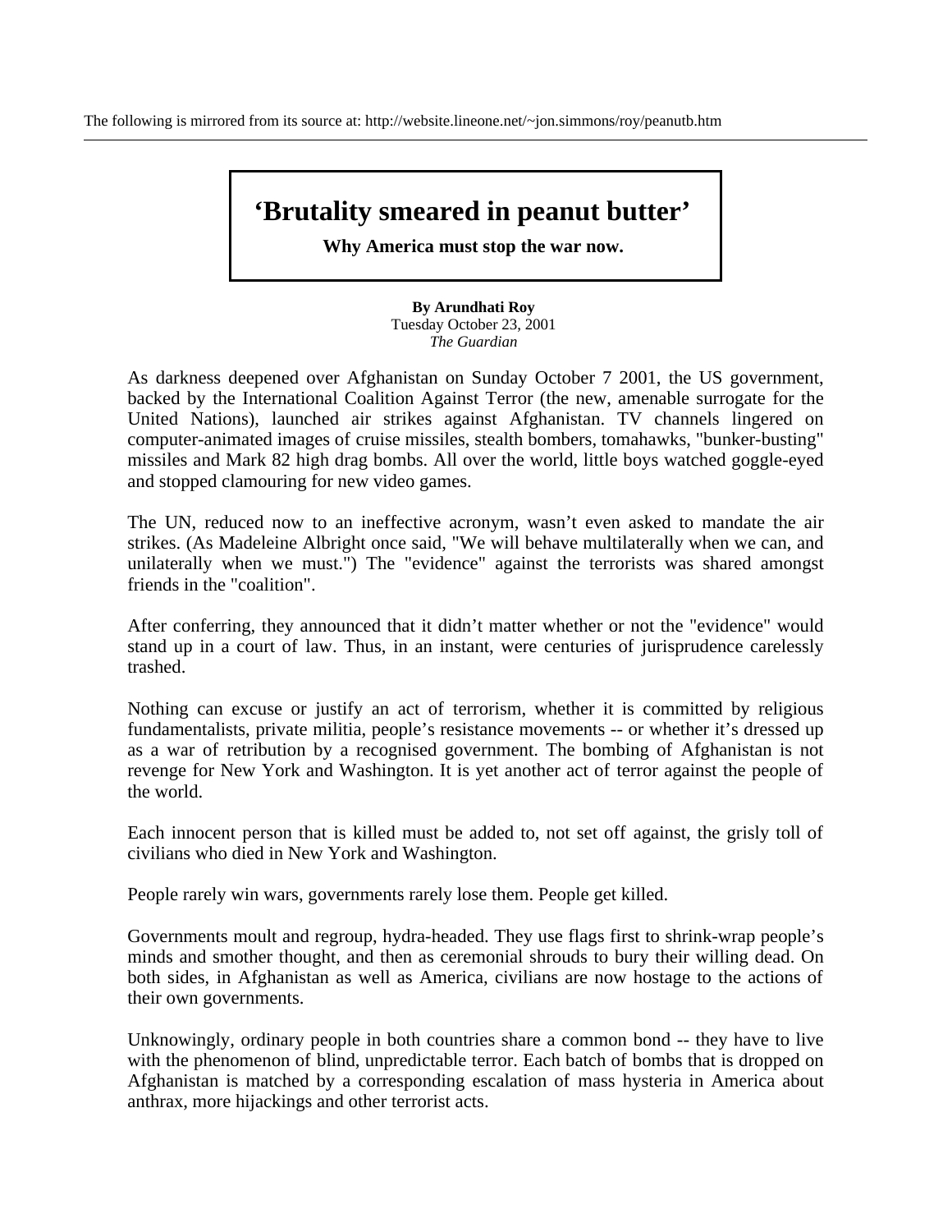The following is mirrored from its source at: http://website.lineone.net/~jon.simmons/roy/peanutb.htm

---

# 'Brutality smeared in peanut butter'

**Why America must stop the war now.**

**By Arundhati Roy**
Tuesday October 23, 2001
*The Guardian*

As darkness deepened over Afghanistan on Sunday October 7 2001, the US government, backed by the International Coalition Against Terror (the new, amenable surrogate for the United Nations), launched air strikes against Afghanistan. TV channels lingered on computer-animated images of cruise missiles, stealth bombers, tomahawks, "bunker-busting" missiles and Mark 82 high drag bombs. All over the world, little boys watched goggle-eyed and stopped clamouring for new video games.

The UN, reduced now to an ineffective acronym, wasn't even asked to mandate the air strikes. (As Madeleine Albright once said, "We will behave multilaterally when we can, and unilaterally when we must.") The "evidence" against the terrorists was shared amongst friends in the "coalition".

After conferring, they announced that it didn't matter whether or not the "evidence" would stand up in a court of law. Thus, in an instant, were centuries of jurisprudence carelessly trashed.

Nothing can excuse or justify an act of terrorism, whether it is committed by religious fundamentalists, private militia, people's resistance movements -- or whether it's dressed up as a war of retribution by a recognised government. The bombing of Afghanistan is not revenge for New York and Washington. It is yet another act of terror against the people of the world.

Each innocent person that is killed must be added to, not set off against, the grisly toll of civilians who died in New York and Washington.

People rarely win wars, governments rarely lose them. People get killed.

Governments moult and regroup, hydra-headed. They use flags first to shrink-wrap people's minds and smother thought, and then as ceremonial shrouds to bury their willing dead. On both sides, in Afghanistan as well as America, civilians are now hostage to the actions of their own governments.

Unknowingly, ordinary people in both countries share a common bond -- they have to live with the phenomenon of blind, unpredictable terror. Each batch of bombs that is dropped on Afghanistan is matched by a corresponding escalation of mass hysteria in America about anthrax, more hijackings and other terrorist acts.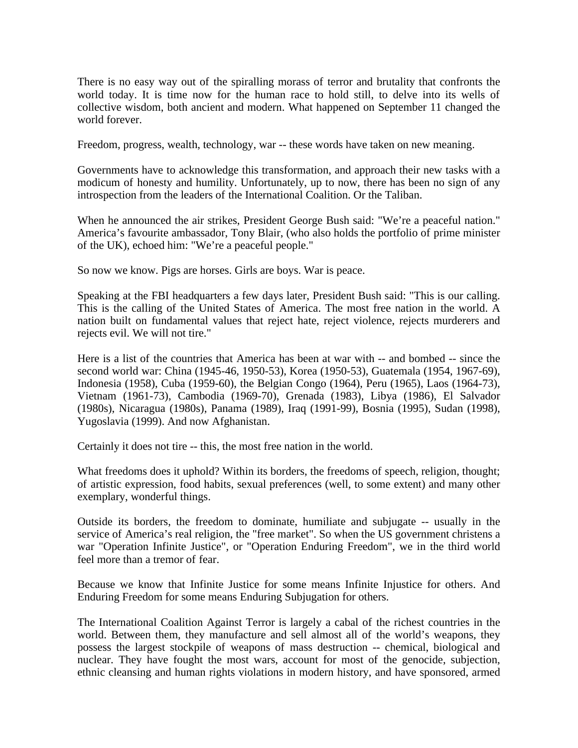There is no easy way out of the spiralling morass of terror and brutality that confronts the world today. It is time now for the human race to hold still, to delve into its wells of collective wisdom, both ancient and modern. What happened on September 11 changed the world forever.

Freedom, progress, wealth, technology, war -- these words have taken on new meaning.

Governments have to acknowledge this transformation, and approach their new tasks with a modicum of honesty and humility. Unfortunately, up to now, there has been no sign of any introspection from the leaders of the International Coalition. Or the Taliban.

When he announced the air strikes, President George Bush said: "We're a peaceful nation." America's favourite ambassador, Tony Blair, (who also holds the portfolio of prime minister of the UK), echoed him: "We're a peaceful people."

So now we know. Pigs are horses. Girls are boys. War is peace.

Speaking at the FBI headquarters a few days later, President Bush said: "This is our calling. This is the calling of the United States of America. The most free nation in the world. A nation built on fundamental values that reject hate, reject violence, rejects murderers and rejects evil. We will not tire."

Here is a list of the countries that America has been at war with -- and bombed -- since the second world war: China (1945-46, 1950-53), Korea (1950-53), Guatemala (1954, 1967-69), Indonesia (1958), Cuba (1959-60), the Belgian Congo (1964), Peru (1965), Laos (1964-73), Vietnam (1961-73), Cambodia (1969-70), Grenada (1983), Libya (1986), El Salvador (1980s), Nicaragua (1980s), Panama (1989), Iraq (1991-99), Bosnia (1995), Sudan (1998), Yugoslavia (1999). And now Afghanistan.

Certainly it does not tire -- this, the most free nation in the world.

What freedoms does it uphold? Within its borders, the freedoms of speech, religion, thought; of artistic expression, food habits, sexual preferences (well, to some extent) and many other exemplary, wonderful things.

Outside its borders, the freedom to dominate, humiliate and subjugate -- usually in the service of America's real religion, the "free market". So when the US government christens a war "Operation Infinite Justice", or "Operation Enduring Freedom", we in the third world feel more than a tremor of fear.

Because we know that Infinite Justice for some means Infinite Injustice for others. And Enduring Freedom for some means Enduring Subjugation for others.

The International Coalition Against Terror is largely a cabal of the richest countries in the world. Between them, they manufacture and sell almost all of the world's weapons, they possess the largest stockpile of weapons of mass destruction -- chemical, biological and nuclear. They have fought the most wars, account for most of the genocide, subjection, ethnic cleansing and human rights violations in modern history, and have sponsored, armed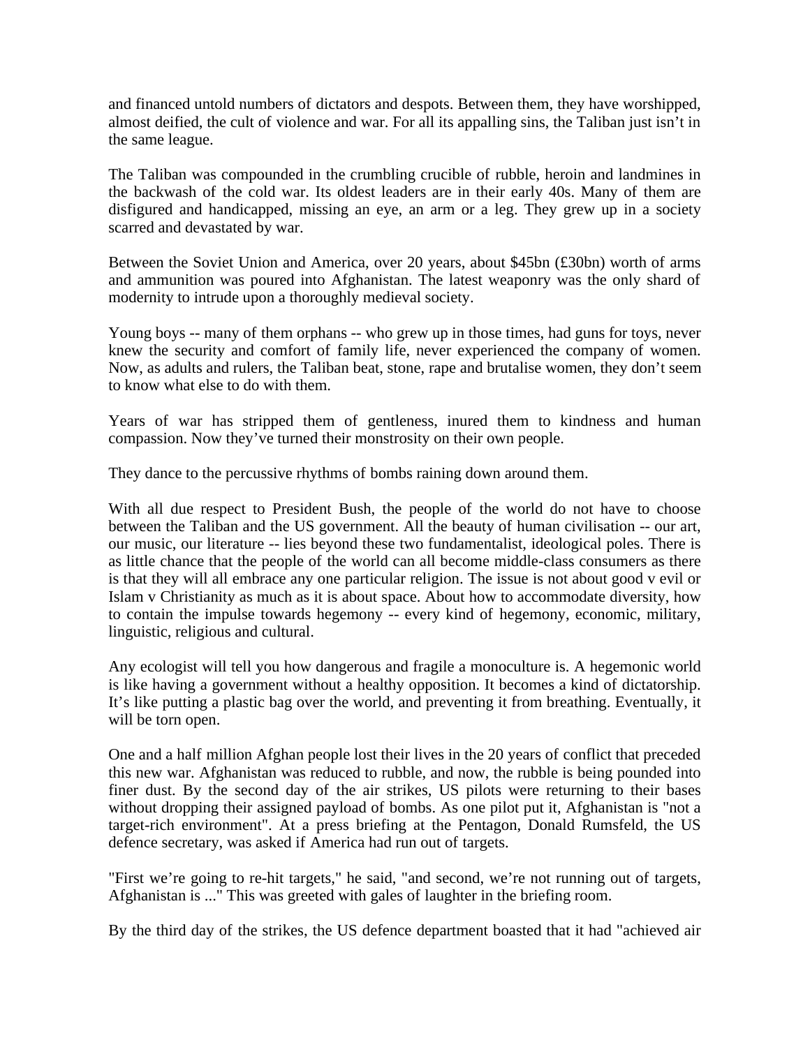and financed untold numbers of dictators and despots. Between them, they have worshipped, almost deified, the cult of violence and war. For all its appalling sins, the Taliban just isn't in the same league.

The Taliban was compounded in the crumbling crucible of rubble, heroin and landmines in the backwash of the cold war. Its oldest leaders are in their early 40s. Many of them are disfigured and handicapped, missing an eye, an arm or a leg. They grew up in a society scarred and devastated by war.

Between the Soviet Union and America, over 20 years, about $45bn (£30bn) worth of arms and ammunition was poured into Afghanistan. The latest weaponry was the only shard of modernity to intrude upon a thoroughly medieval society.

Young boys -- many of them orphans -- who grew up in those times, had guns for toys, never knew the security and comfort of family life, never experienced the company of women. Now, as adults and rulers, the Taliban beat, stone, rape and brutalise women, they don't seem to know what else to do with them.

Years of war has stripped them of gentleness, inured them to kindness and human compassion. Now they've turned their monstrosity on their own people.

They dance to the percussive rhythms of bombs raining down around them.

With all due respect to President Bush, the people of the world do not have to choose between the Taliban and the US government. All the beauty of human civilisation -- our art, our music, our literature -- lies beyond these two fundamentalist, ideological poles. There is as little chance that the people of the world can all become middle-class consumers as there is that they will all embrace any one particular religion. The issue is not about good v evil or Islam v Christianity as much as it is about space. About how to accommodate diversity, how to contain the impulse towards hegemony -- every kind of hegemony, economic, military, linguistic, religious and cultural.

Any ecologist will tell you how dangerous and fragile a monoculture is. A hegemonic world is like having a government without a healthy opposition. It becomes a kind of dictatorship. It's like putting a plastic bag over the world, and preventing it from breathing. Eventually, it will be torn open.

One and a half million Afghan people lost their lives in the 20 years of conflict that preceded this new war. Afghanistan was reduced to rubble, and now, the rubble is being pounded into finer dust. By the second day of the air strikes, US pilots were returning to their bases without dropping their assigned payload of bombs. As one pilot put it, Afghanistan is "not a target-rich environment". At a press briefing at the Pentagon, Donald Rumsfeld, the US defence secretary, was asked if America had run out of targets.

"First we're going to re-hit targets," he said, "and second, we're not running out of targets, Afghanistan is ..." This was greeted with gales of laughter in the briefing room.

By the third day of the strikes, the US defence department boasted that it had "achieved air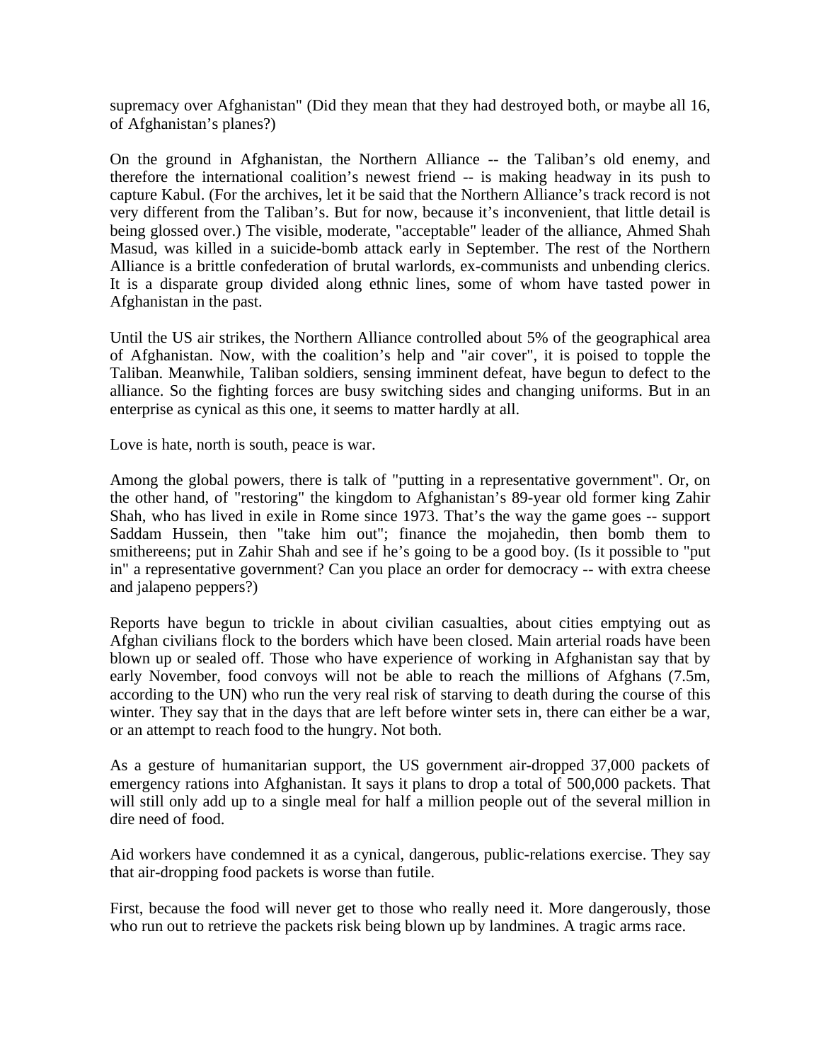supremacy over Afghanistan" (Did they mean that they had destroyed both, or maybe all 16, of Afghanistan's planes?)

On the ground in Afghanistan, the Northern Alliance -- the Taliban's old enemy, and therefore the international coalition's newest friend -- is making headway in its push to capture Kabul. (For the archives, let it be said that the Northern Alliance's track record is not very different from the Taliban's. But for now, because it's inconvenient, that little detail is being glossed over.) The visible, moderate, "acceptable" leader of the alliance, Ahmed Shah Masud, was killed in a suicide-bomb attack early in September. The rest of the Northern Alliance is a brittle confederation of brutal warlords, ex-communists and unbending clerics. It is a disparate group divided along ethnic lines, some of whom have tasted power in Afghanistan in the past.

Until the US air strikes, the Northern Alliance controlled about 5% of the geographical area of Afghanistan. Now, with the coalition's help and "air cover", it is poised to topple the Taliban. Meanwhile, Taliban soldiers, sensing imminent defeat, have begun to defect to the alliance. So the fighting forces are busy switching sides and changing uniforms. But in an enterprise as cynical as this one, it seems to matter hardly at all.

Love is hate, north is south, peace is war.

Among the global powers, there is talk of "putting in a representative government". Or, on the other hand, of "restoring" the kingdom to Afghanistan's 89-year old former king Zahir Shah, who has lived in exile in Rome since 1973. That's the way the game goes -- support Saddam Hussein, then "take him out"; finance the mojahedin, then bomb them to smithereens; put in Zahir Shah and see if he's going to be a good boy. (Is it possible to "put in" a representative government? Can you place an order for democracy -- with extra cheese and jalapeno peppers?)

Reports have begun to trickle in about civilian casualties, about cities emptying out as Afghan civilians flock to the borders which have been closed. Main arterial roads have been blown up or sealed off. Those who have experience of working in Afghanistan say that by early November, food convoys will not be able to reach the millions of Afghans (7.5m, according to the UN) who run the very real risk of starving to death during the course of this winter. They say that in the days that are left before winter sets in, there can either be a war, or an attempt to reach food to the hungry. Not both.

As a gesture of humanitarian support, the US government air-dropped 37,000 packets of emergency rations into Afghanistan. It says it plans to drop a total of 500,000 packets. That will still only add up to a single meal for half a million people out of the several million in dire need of food.

Aid workers have condemned it as a cynical, dangerous, public-relations exercise. They say that air-dropping food packets is worse than futile.

First, because the food will never get to those who really need it. More dangerously, those who run out to retrieve the packets risk being blown up by landmines. A tragic arms race.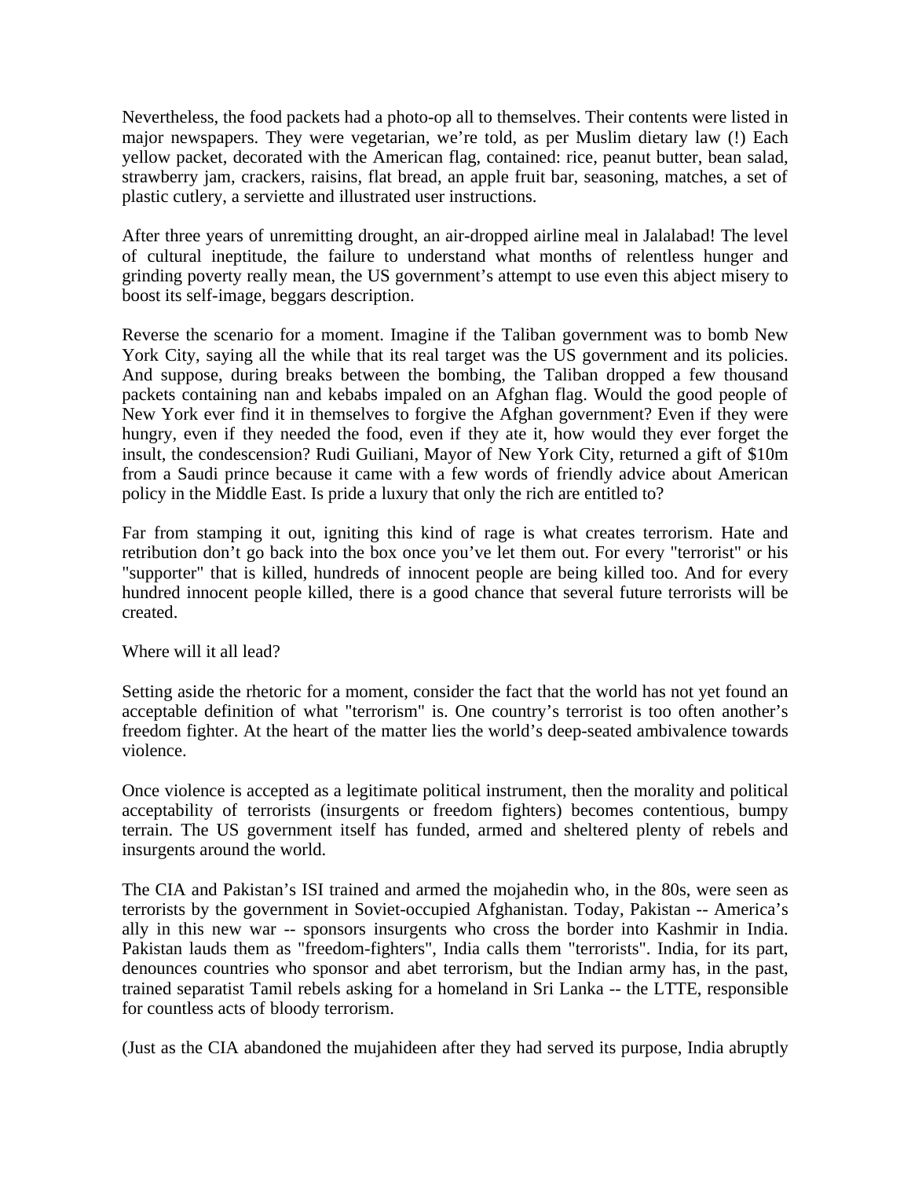Nevertheless, the food packets had a photo-op all to themselves. Their contents were listed in major newspapers. They were vegetarian, we're told, as per Muslim dietary law (!) Each yellow packet, decorated with the American flag, contained: rice, peanut butter, bean salad, strawberry jam, crackers, raisins, flat bread, an apple fruit bar, seasoning, matches, a set of plastic cutlery, a serviette and illustrated user instructions.

After three years of unremitting drought, an air-dropped airline meal in Jalalabad! The level of cultural ineptitude, the failure to understand what months of relentless hunger and grinding poverty really mean, the US government's attempt to use even this abject misery to boost its self-image, beggars description.

Reverse the scenario for a moment. Imagine if the Taliban government was to bomb New York City, saying all the while that its real target was the US government and its policies. And suppose, during breaks between the bombing, the Taliban dropped a few thousand packets containing nan and kebabs impaled on an Afghan flag. Would the good people of New York ever find it in themselves to forgive the Afghan government? Even if they were hungry, even if they needed the food, even if they ate it, how would they ever forget the insult, the condescension? Rudi Guiliani, Mayor of New York City, returned a gift of \$10m from a Saudi prince because it came with a few words of friendly advice about American policy in the Middle East. Is pride a luxury that only the rich are entitled to?

Far from stamping it out, igniting this kind of rage is what creates terrorism. Hate and retribution don't go back into the box once you've let them out. For every "terrorist" or his "supporter" that is killed, hundreds of innocent people are being killed too. And for every hundred innocent people killed, there is a good chance that several future terrorists will be created.

Where will it all lead?

Setting aside the rhetoric for a moment, consider the fact that the world has not yet found an acceptable definition of what "terrorism" is. One country's terrorist is too often another's freedom fighter. At the heart of the matter lies the world's deep-seated ambivalence towards violence.

Once violence is accepted as a legitimate political instrument, then the morality and political acceptability of terrorists (insurgents or freedom fighters) becomes contentious, bumpy terrain. The US government itself has funded, armed and sheltered plenty of rebels and insurgents around the world.

The CIA and Pakistan's ISI trained and armed the mojahedin who, in the 80s, were seen as terrorists by the government in Soviet-occupied Afghanistan. Today, Pakistan -- America's ally in this new war -- sponsors insurgents who cross the border into Kashmir in India. Pakistan lauds them as "freedom-fighters", India calls them "terrorists". India, for its part, denounces countries who sponsor and abet terrorism, but the Indian army has, in the past, trained separatist Tamil rebels asking for a homeland in Sri Lanka -- the LTTE, responsible for countless acts of bloody terrorism.

(Just as the CIA abandoned the mujahideen after they had served its purpose, India abruptly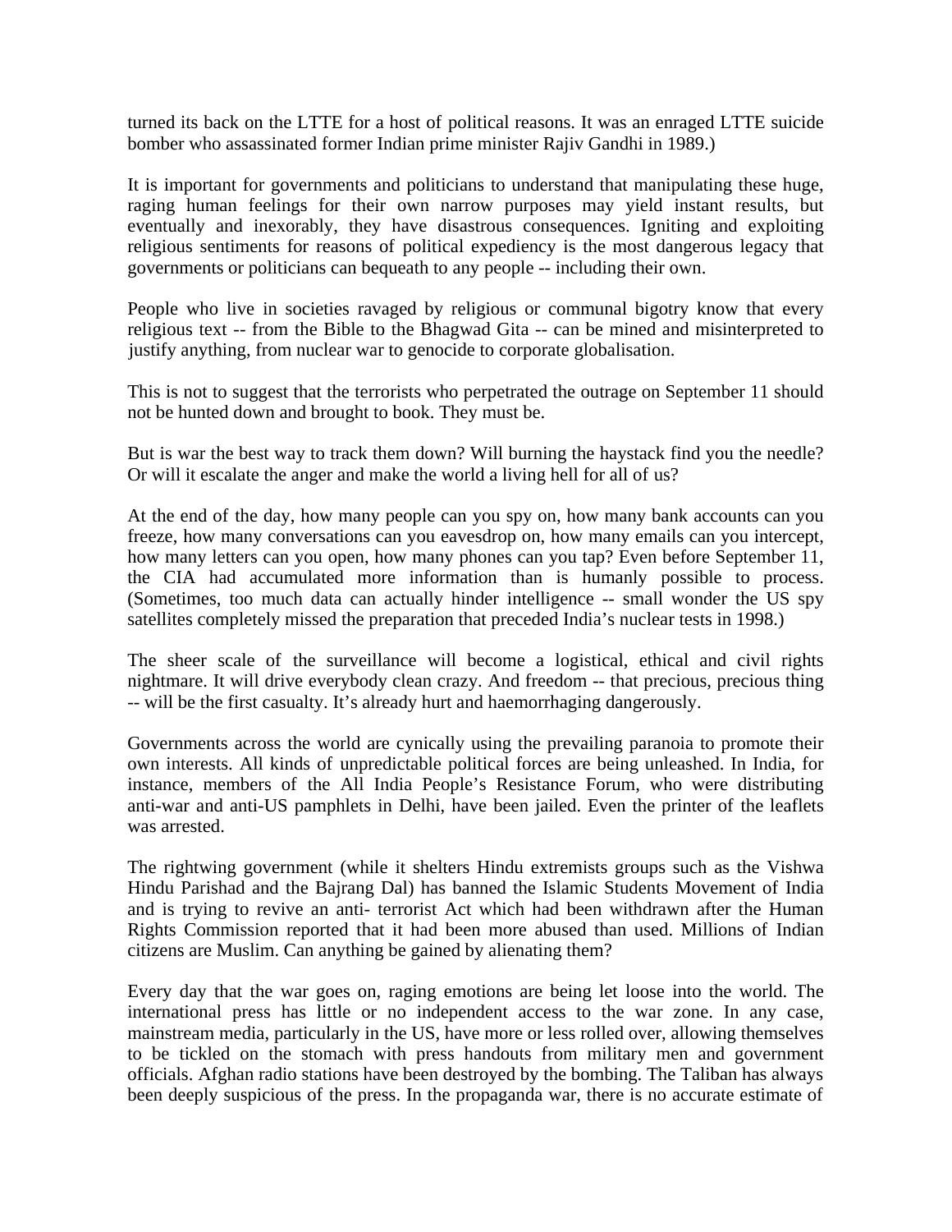turned its back on the LTTE for a host of political reasons. It was an enraged LTTE suicide bomber who assassinated former Indian prime minister Rajiv Gandhi in 1989.)

It is important for governments and politicians to understand that manipulating these huge, raging human feelings for their own narrow purposes may yield instant results, but eventually and inexorably, they have disastrous consequences. Igniting and exploiting religious sentiments for reasons of political expediency is the most dangerous legacy that governments or politicians can bequeath to any people -- including their own.

People who live in societies ravaged by religious or communal bigotry know that every religious text -- from the Bible to the Bhagwad Gita -- can be mined and misinterpreted to justify anything, from nuclear war to genocide to corporate globalisation.

This is not to suggest that the terrorists who perpetrated the outrage on September 11 should not be hunted down and brought to book. They must be.

But is war the best way to track them down? Will burning the haystack find you the needle? Or will it escalate the anger and make the world a living hell for all of us?

At the end of the day, how many people can you spy on, how many bank accounts can you freeze, how many conversations can you eavesdrop on, how many emails can you intercept, how many letters can you open, how many phones can you tap? Even before September 11, the CIA had accumulated more information than is humanly possible to process. (Sometimes, too much data can actually hinder intelligence -- small wonder the US spy satellites completely missed the preparation that preceded India's nuclear tests in 1998.)

The sheer scale of the surveillance will become a logistical, ethical and civil rights nightmare. It will drive everybody clean crazy. And freedom -- that precious, precious thing -- will be the first casualty. It's already hurt and haemorrhaging dangerously.

Governments across the world are cynically using the prevailing paranoia to promote their own interests. All kinds of unpredictable political forces are being unleashed. In India, for instance, members of the All India People's Resistance Forum, who were distributing anti-war and anti-US pamphlets in Delhi, have been jailed. Even the printer of the leaflets was arrested.

The rightwing government (while it shelters Hindu extremists groups such as the Vishwa Hindu Parishad and the Bajrang Dal) has banned the Islamic Students Movement of India and is trying to revive an anti- terrorist Act which had been withdrawn after the Human Rights Commission reported that it had been more abused than used. Millions of Indian citizens are Muslim. Can anything be gained by alienating them?

Every day that the war goes on, raging emotions are being let loose into the world. The international press has little or no independent access to the war zone. In any case, mainstream media, particularly in the US, have more or less rolled over, allowing themselves to be tickled on the stomach with press handouts from military men and government officials. Afghan radio stations have been destroyed by the bombing. The Taliban has always been deeply suspicious of the press. In the propaganda war, there is no accurate estimate of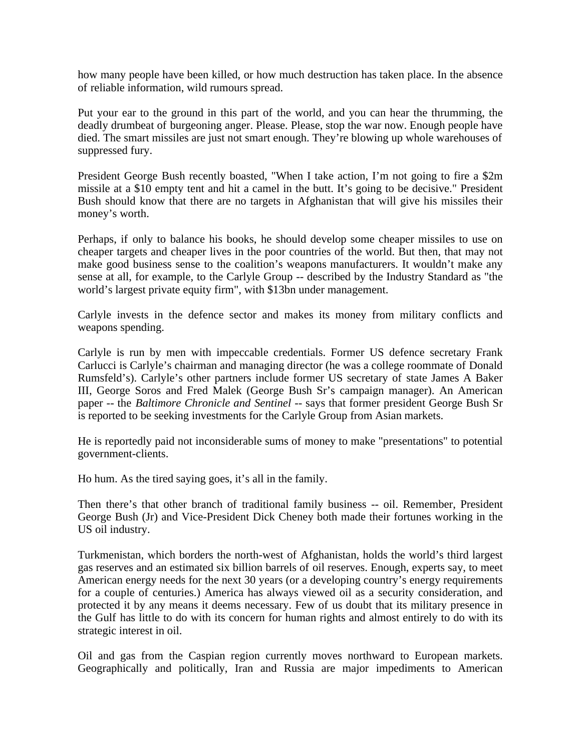how many people have been killed, or how much destruction has taken place. In the absence of reliable information, wild rumours spread.

Put your ear to the ground in this part of the world, and you can hear the thrumming, the deadly drumbeat of burgeoning anger. Please. Please, stop the war now. Enough people have died. The smart missiles are just not smart enough. They're blowing up whole warehouses of suppressed fury.

President George Bush recently boasted, "When I take action, I'm not going to fire a $2m missile at a $10 empty tent and hit a camel in the butt. It's going to be decisive." President Bush should know that there are no targets in Afghanistan that will give his missiles their money's worth.

Perhaps, if only to balance his books, he should develop some cheaper missiles to use on cheaper targets and cheaper lives in the poor countries of the world. But then, that may not make good business sense to the coalition's weapons manufacturers. It wouldn't make any sense at all, for example, to the Carlyle Group -- described by the Industry Standard as "the world's largest private equity firm", with $13bn under management.

Carlyle invests in the defence sector and makes its money from military conflicts and weapons spending.

Carlyle is run by men with impeccable credentials. Former US defence secretary Frank Carlucci is Carlyle's chairman and managing director (he was a college roommate of Donald Rumsfeld's). Carlyle's other partners include former US secretary of state James A Baker III, George Soros and Fred Malek (George Bush Sr's campaign manager). An American paper -- the *Baltimore Chronicle and Sentinel* -- says that former president George Bush Sr is reported to be seeking investments for the Carlyle Group from Asian markets.

He is reportedly paid not inconsiderable sums of money to make "presentations" to potential government-clients.

Ho hum. As the tired saying goes, it's all in the family.

Then there's that other branch of traditional family business -- oil. Remember, President George Bush (Jr) and Vice-President Dick Cheney both made their fortunes working in the US oil industry.

Turkmenistan, which borders the north-west of Afghanistan, holds the world's third largest gas reserves and an estimated six billion barrels of oil reserves. Enough, experts say, to meet American energy needs for the next 30 years (or a developing country's energy requirements for a couple of centuries.) America has always viewed oil as a security consideration, and protected it by any means it deems necessary. Few of us doubt that its military presence in the Gulf has little to do with its concern for human rights and almost entirely to do with its strategic interest in oil.

Oil and gas from the Caspian region currently moves northward to European markets. Geographically and politically, Iran and Russia are major impediments to American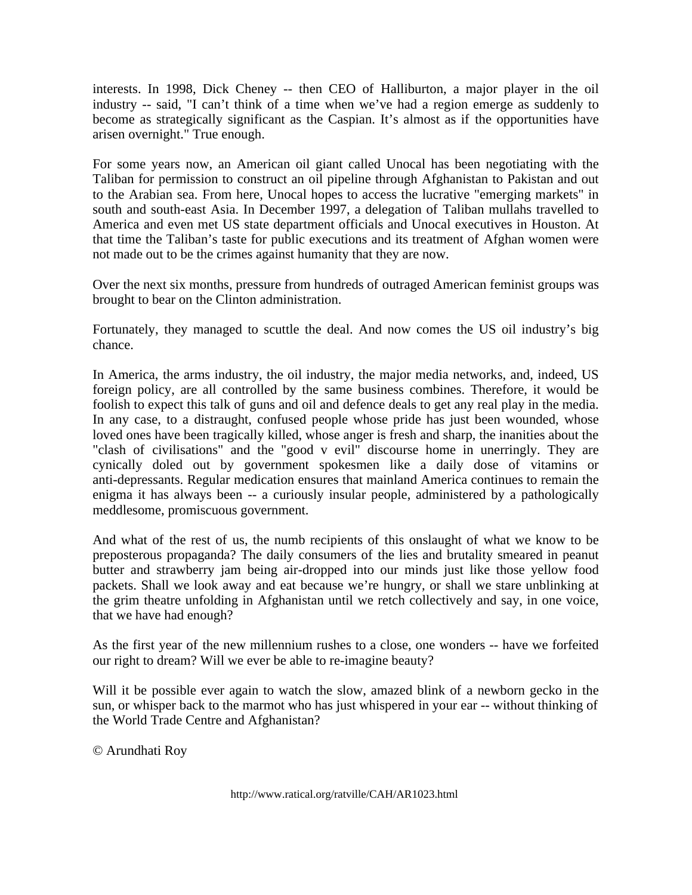interests. In 1998, Dick Cheney -- then CEO of Halliburton, a major player in the oil industry -- said, "I can't think of a time when we've had a region emerge as suddenly to become as strategically significant as the Caspian. It's almost as if the opportunities have arisen overnight." True enough.

For some years now, an American oil giant called Unocal has been negotiating with the Taliban for permission to construct an oil pipeline through Afghanistan to Pakistan and out to the Arabian sea. From here, Unocal hopes to access the lucrative "emerging markets" in south and south-east Asia. In December 1997, a delegation of Taliban mullahs travelled to America and even met US state department officials and Unocal executives in Houston. At that time the Taliban's taste for public executions and its treatment of Afghan women were not made out to be the crimes against humanity that they are now.

Over the next six months, pressure from hundreds of outraged American feminist groups was brought to bear on the Clinton administration.

Fortunately, they managed to scuttle the deal. And now comes the US oil industry's big chance.

In America, the arms industry, the oil industry, the major media networks, and, indeed, US foreign policy, are all controlled by the same business combines. Therefore, it would be foolish to expect this talk of guns and oil and defence deals to get any real play in the media. In any case, to a distraught, confused people whose pride has just been wounded, whose loved ones have been tragically killed, whose anger is fresh and sharp, the inanities about the "clash of civilisations" and the "good v evil" discourse home in unerringly. They are cynically doled out by government spokesmen like a daily dose of vitamins or anti-depressants. Regular medication ensures that mainland America continues to remain the enigma it has always been -- a curiously insular people, administered by a pathologically meddlesome, promiscuous government.

And what of the rest of us, the numb recipients of this onslaught of what we know to be preposterous propaganda? The daily consumers of the lies and brutality smeared in peanut butter and strawberry jam being air-dropped into our minds just like those yellow food packets. Shall we look away and eat because we're hungry, or shall we stare unblinking at the grim theatre unfolding in Afghanistan until we retch collectively and say, in one voice, that we have had enough?

As the first year of the new millennium rushes to a close, one wonders -- have we forfeited our right to dream? Will we ever be able to re-imagine beauty?

Will it be possible ever again to watch the slow, amazed blink of a newborn gecko in the sun, or whisper back to the marmot who has just whispered in your ear -- without thinking of the World Trade Centre and Afghanistan?

© Arundhati Roy

http://www.ratical.org/ratville/CAH/AR1023.html